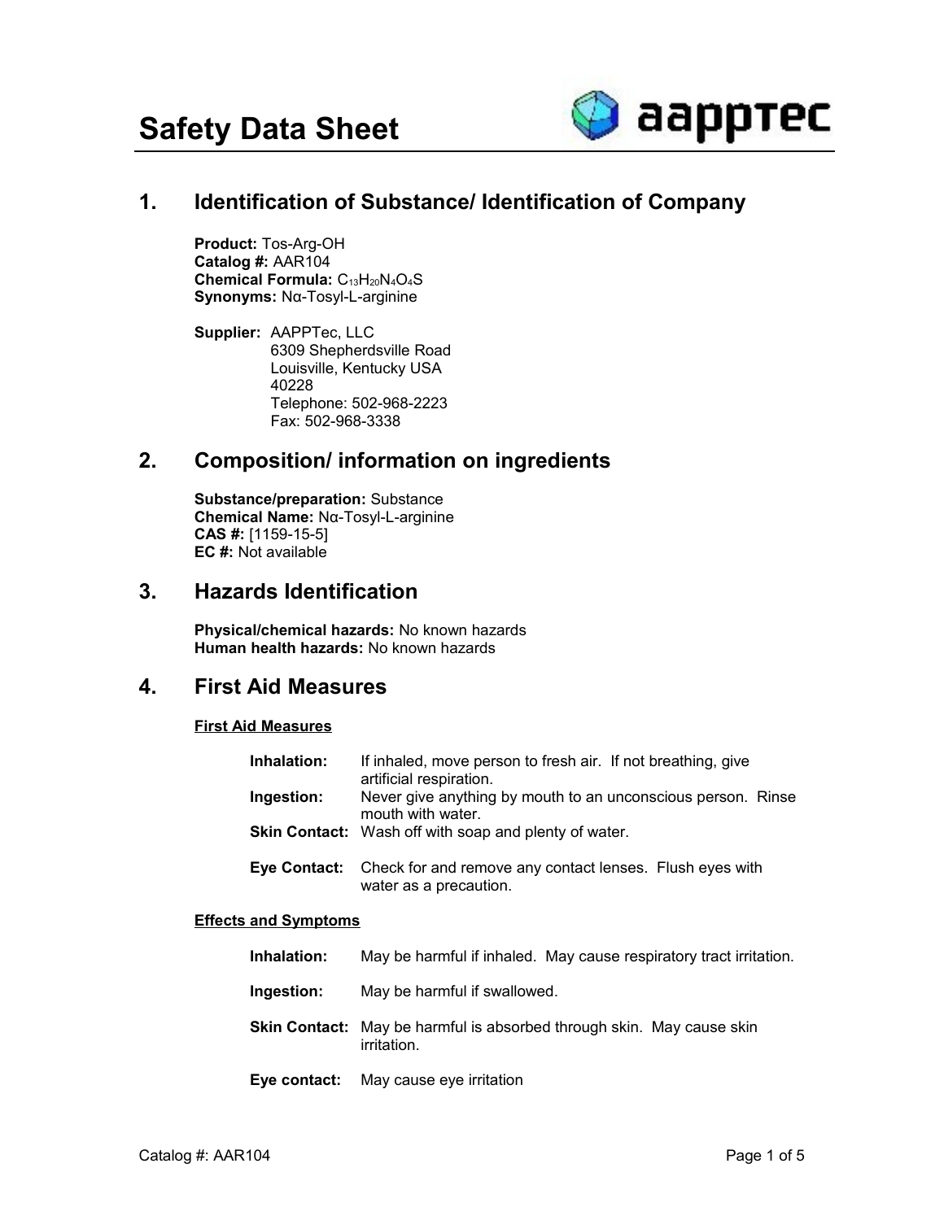# Safety Data Sheet

## 1. Identification of Substance/ Identification of Company

**Product:** Tos-Arg-OH
**Catalog #:** AAR104
**Chemical Formula:** $C_{13}H_{20}N_4O_4S$
**Synonyms:** Nα-Tosyl-L-arginine

**Supplier:** AAPPTec, LLC
6309 Shepherdsville Road
Louisville, Kentucky USA
40228
Telephone: 502-968-2223
Fax: 502-968-3338

## 2. Composition/ information on ingredients

**Substance/preparation:** Substance
**Chemical Name:** Nα-Tosyl-L-arginine
**CAS #:** [1159-15-5]
**EC #:** Not available

## 3. Hazards Identification

**Physical/chemical hazards:** No known hazards
**Human health hazards:** No known hazards

## 4. First Aid Measures

### First Aid Measures

**Inhalation:** If inhaled, move person to fresh air. If not breathing, give artificial respiration.
**Ingestion:** Never give anything by mouth to an unconscious person. Rinse mouth with water.
**Skin Contact:** Wash off with soap and plenty of water.

**Eye Contact:** Check for and remove any contact lenses. Flush eyes with water as a precaution.

### Effects and Symptoms

**Inhalation:** May be harmful if inhaled. May cause respiratory tract irritation.

**Ingestion:** May be harmful if swallowed.

**Skin Contact:** May be harmful is absorbed through skin. May cause skin irritation.

**Eye contact:** May cause eye irritation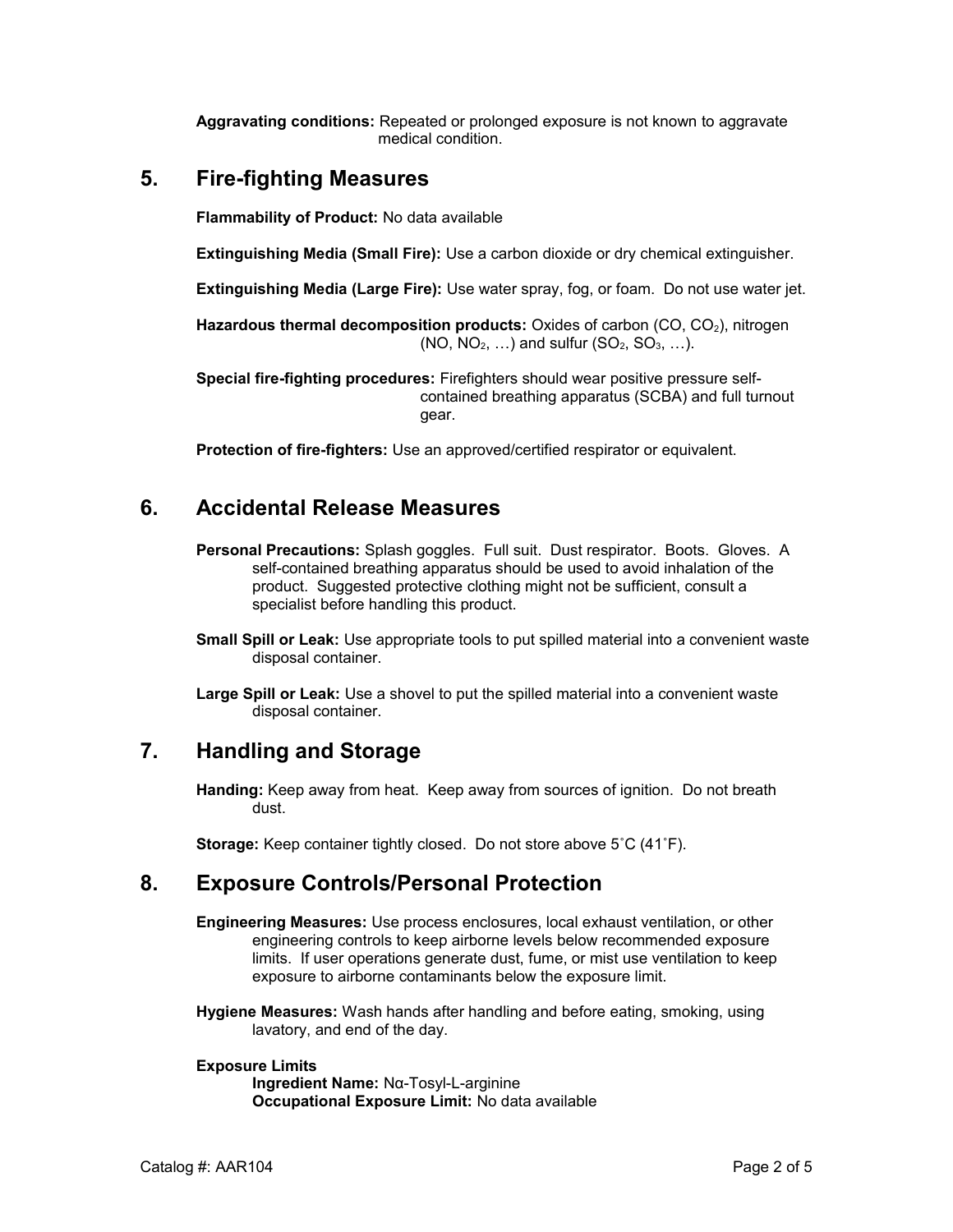**Aggravating conditions:** Repeated or prolonged exposure is not known to aggravate medical condition.

## 5. Fire-fighting Measures

**Flammability of Product:** No data available

**Extinguishing Media (Small Fire):** Use a carbon dioxide or dry chemical extinguisher.

**Extinguishing Media (Large Fire):** Use water spray, fog, or foam. Do not use water jet.

**Hazardous thermal decomposition products:** Oxides of carbon ($CO$, $CO_2$), nitrogen ($NO$, $NO_2$, …) and sulfur ($SO_2$, $SO_3$, …).

**Special fire-fighting procedures:** Firefighters should wear positive pressure self-contained breathing apparatus (SCBA) and full turnout gear.

**Protection of fire-fighters:** Use an approved/certified respirator or equivalent.

## 6. Accidental Release Measures

**Personal Precautions:** Splash goggles. Full suit. Dust respirator. Boots. Gloves. A self-contained breathing apparatus should be used to avoid inhalation of the product. Suggested protective clothing might not be sufficient, consult a specialist before handling this product.

**Small Spill or Leak:** Use appropriate tools to put spilled material into a convenient waste disposal container.

**Large Spill or Leak:** Use a shovel to put the spilled material into a convenient waste disposal container.

## 7. Handling and Storage

**Handing:** Keep away from heat. Keep away from sources of ignition. Do not breath dust.

**Storage:** Keep container tightly closed. Do not store above 5˚C (41˚F).

## 8. Exposure Controls/Personal Protection

**Engineering Measures:** Use process enclosures, local exhaust ventilation, or other engineering controls to keep airborne levels below recommended exposure limits. If user operations generate dust, fume, or mist use ventilation to keep exposure to airborne contaminants below the exposure limit.

**Hygiene Measures:** Wash hands after handling and before eating, smoking, using lavatory, and end of the day.

**Exposure Limits**

**Ingredient Name:** Nα-Tosyl-L-arginine
**Occupational Exposure Limit:** No data available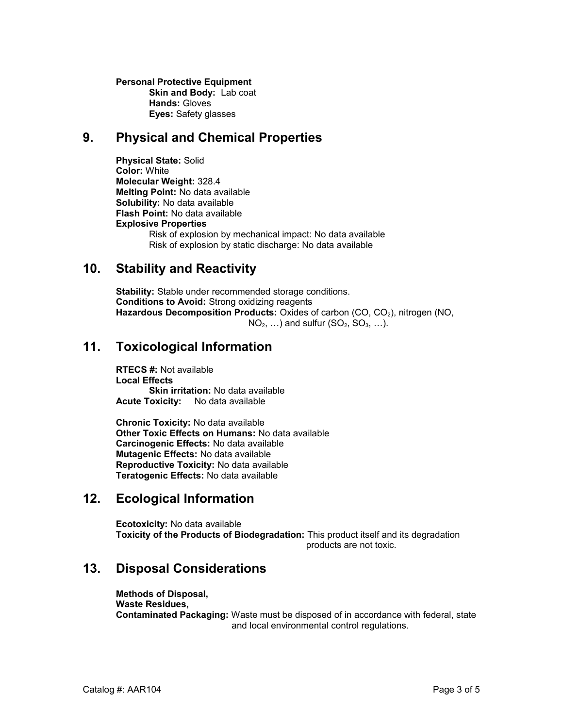**Personal Protective Equipment**

**Skin and Body:** Lab coat
**Hands:** Gloves
**Eyes:** Safety glasses

## 9. Physical and Chemical Properties

**Physical State:** Solid
**Color:** White
**Molecular Weight:** 328.4
**Melting Point:** No data available
**Solubility:** No data available
**Flash Point:** No data available
**Explosive Properties**

Risk of explosion by mechanical impact: No data available
Risk of explosion by static discharge: No data available

## 10. Stability and Reactivity

**Stability:** Stable under recommended storage conditions.
**Conditions to Avoid:** Strong oxidizing reagents
**Hazardous Decomposition Products:** Oxides of carbon ($CO$, $CO_2$), nitrogen ($NO$, $NO_2$, …) and sulfur ($SO_2$, $SO_3$, …).

## 11. Toxicological Information

**RTECS #:** Not available
**Local Effects**

**Skin irritation:** No data available

**Acute Toxicity:** No data available

**Chronic Toxicity:** No data available
**Other Toxic Effects on Humans:** No data available
**Carcinogenic Effects:** No data available
**Mutagenic Effects:** No data available
**Reproductive Toxicity:** No data available
**Teratogenic Effects:** No data available

## 12. Ecological Information

**Ecotoxicity:** No data available
**Toxicity of the Products of Biodegradation:** This product itself and its degradation products are not toxic.

## 13. Disposal Considerations

**Methods of Disposal,**
**Waste Residues,**
**Contaminated Packaging:** Waste must be disposed of in accordance with federal, state and local environmental control regulations.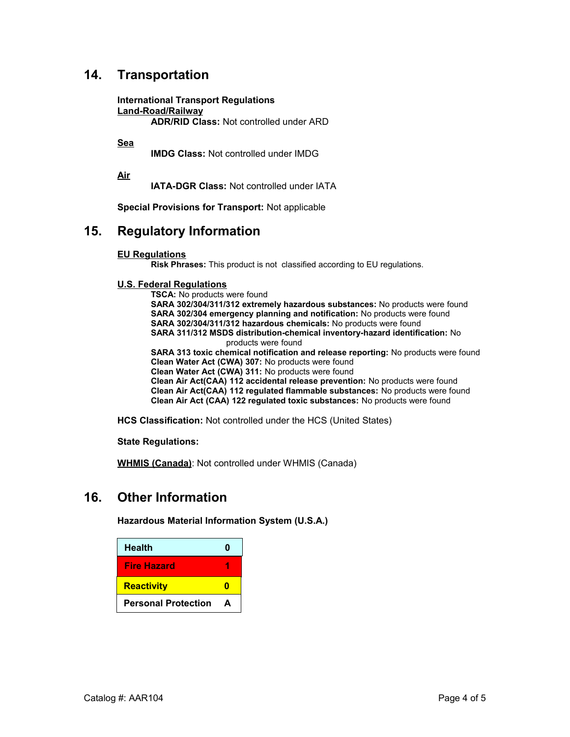## 14. Transportation

**International Transport Regulations**

**Land-Road/Railway**

**ADR/RID Class:** Not controlled under ARD

**Sea**

**IMDG Class:** Not controlled under IMDG

**Air**

**IATA-DGR Class:** Not controlled under IATA

**Special Provisions for Transport:** Not applicable

## 15. Regulatory Information

**EU Regulations**

**Risk Phrases:** This product is not classified according to EU regulations.

**U.S. Federal Regulations**

**TSCA:** No products were found
**SARA 302/304/311/312 extremely hazardous substances:** No products were found
**SARA 302/304 emergency planning and notification:** No products were found
**SARA 302/304/311/312 hazardous chemicals:** No products were found
**SARA 311/312 MSDS distribution-chemical inventory-hazard identification:** No products were found
**SARA 313 toxic chemical notification and release reporting:** No products were found
**Clean Water Act (CWA) 307:** No products were found
**Clean Water Act (CWA) 311:** No products were found
**Clean Air Act(CAA) 112 accidental release prevention:** No products were found
**Clean Air Act(CAA) 112 regulated flammable substances:** No products were found
**Clean Air Act (CAA) 122 regulated toxic substances:** No products were found

**HCS Classification:** Not controlled under the HCS (United States)

**State Regulations:**

**WHMIS (Canada)**: Not controlled under WHMIS (Canada)

## 16. Other Information

**Hazardous Material Information System (U.S.A.)**

| | |
|---|---|
| **Health** | **0** |
| **Fire Hazard** | **1** |
| **Reactivity** | **0** |
| **Personal Protection** | **A** |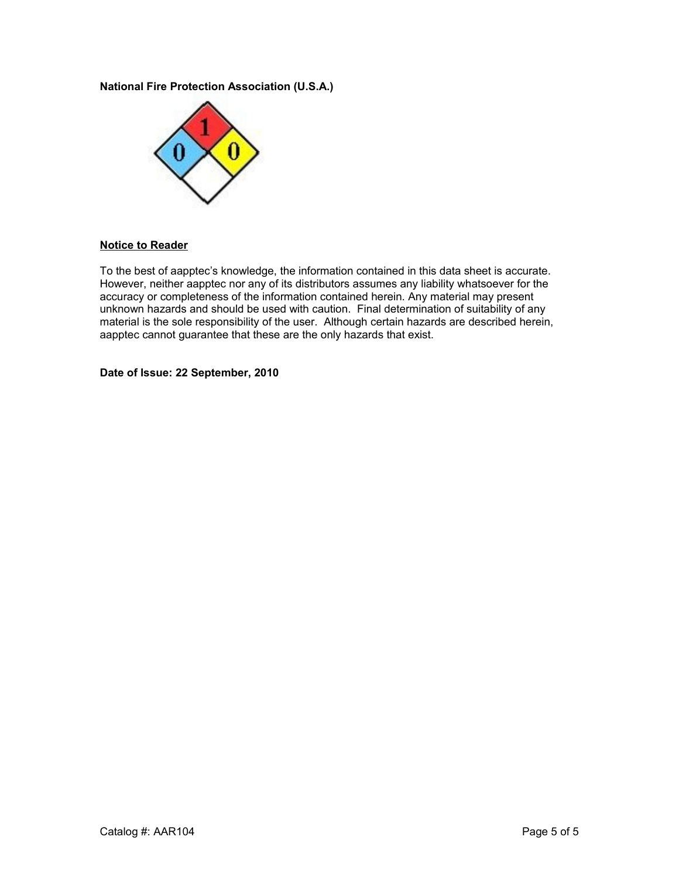**National Fire Protection Association (U.S.A.)**

1

0 0

**Notice to Reader**

To the best of aapptec's knowledge, the information contained in this data sheet is accurate. However, neither aapptec nor any of its distributors assumes any liability whatsoever for the accuracy or completeness of the information contained herein. Any material may present unknown hazards and should be used with caution. Final determination of suitability of any material is the sole responsibility of the user. Although certain hazards are described herein, aapptec cannot guarantee that these are the only hazards that exist.

**Date of Issue: 22 September, 2010**

Catalog #: AAR104